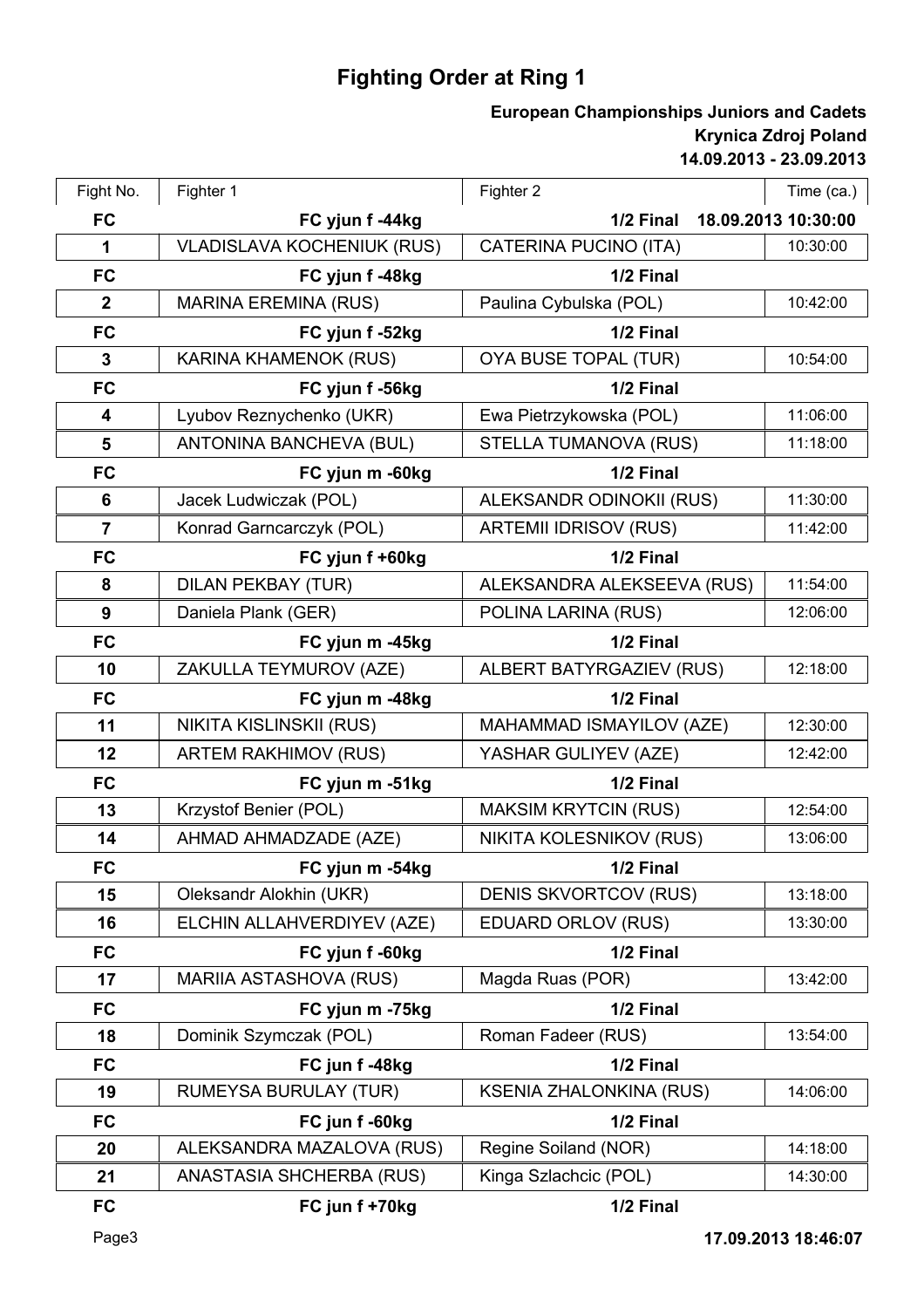# Fighting Order at Ring 1

**European Championships Juniors and Cadets**
**Krynica Zdroj Poland**
**14.09.2013 - 23.09.2013**

| Fight No. | Fighter 1 | Fighter 2 | Time (ca.) |
|---|---|---|---|
| **FC** | **FC yjun f -44kg** | **1/2 Final** | **18.09.2013 10:30:00** |
| 1 | VLADISLAVA KOCHENIUK (RUS) | CATERINA PUCINO (ITA) | 10:30:00 |
| **FC** | **FC yjun f -48kg** | **1/2 Final** | |
| 2 | MARINA EREMINA (RUS) | Paulina Cybulska (POL) | 10:42:00 |
| **FC** | **FC yjun f -52kg** | **1/2 Final** | |
| 3 | KARINA KHAMENOK (RUS) | OYA BUSE TOPAL (TUR) | 10:54:00 |
| **FC** | **FC yjun f -56kg** | **1/2 Final** | |
| 4 | Lyubov Reznychenko (UKR) | Ewa Pietrzykowska (POL) | 11:06:00 |
| 5 | ANTONINA BANCHEVA (BUL) | STELLA TUMANOVA (RUS) | 11:18:00 |
| **FC** | **FC yjun m -60kg** | **1/2 Final** | |
| 6 | Jacek Ludwiczak (POL) | ALEKSANDR ODINOKII (RUS) | 11:30:00 |
| 7 | Konrad Garncarczyk (POL) | ARTEMII IDRISOV (RUS) | 11:42:00 |
| **FC** | **FC yjun f +60kg** | **1/2 Final** | |
| 8 | DILAN PEKBAY (TUR) | ALEKSANDRA ALEKSEEVA (RUS) | 11:54:00 |
| 9 | Daniela Plank (GER) | POLINA LARINA (RUS) | 12:06:00 |
| **FC** | **FC yjun m -45kg** | **1/2 Final** | |
| 10 | ZAKULLA TEYMUROV (AZE) | ALBERT BATYRGAZIEV (RUS) | 12:18:00 |
| **FC** | **FC yjun m -48kg** | **1/2 Final** | |
| 11 | NIKITA KISLINSKII (RUS) | MAHAMMAD ISMAYILOV (AZE) | 12:30:00 |
| 12 | ARTEM RAKHIMOV (RUS) | YASHAR GULIYEV (AZE) | 12:42:00 |
| **FC** | **FC yjun m -51kg** | **1/2 Final** | |
| 13 | Krzystof Benier (POL) | MAKSIM KRYTCIN (RUS) | 12:54:00 |
| 14 | AHMAD AHMADZADE (AZE) | NIKITA KOLESNIKOV (RUS) | 13:06:00 |
| **FC** | **FC yjun m -54kg** | **1/2 Final** | |
| 15 | Oleksandr Alokhin (UKR) | DENIS SKVORTCOV (RUS) | 13:18:00 |
| 16 | ELCHIN ALLAHVERDIYEV (AZE) | EDUARD ORLOV (RUS) | 13:30:00 |
| **FC** | **FC yjun f -60kg** | **1/2 Final** | |
| 17 | MARIIA ASTASHOVA (RUS) | Magda Ruas (POR) | 13:42:00 |
| **FC** | **FC yjun m -75kg** | **1/2 Final** | |
| 18 | Dominik Szymczak (POL) | Roman Fadeer (RUS) | 13:54:00 |
| **FC** | **FC jun f -48kg** | **1/2 Final** | |
| 19 | RUMEYSA BURULAY (TUR) | KSENIA ZHALONKINA (RUS) | 14:06:00 |
| **FC** | **FC jun f -60kg** | **1/2 Final** | |
| 20 | ALEKSANDRA MAZALOVA (RUS) | Regine Soiland (NOR) | 14:18:00 |
| 21 | ANASTASIA SHCHERBA (RUS) | Kinga Szlachcic (POL) | 14:30:00 |
| **FC** | **FC jun f +70kg** | **1/2 Final** | |

**17.09.2013 18:46:07**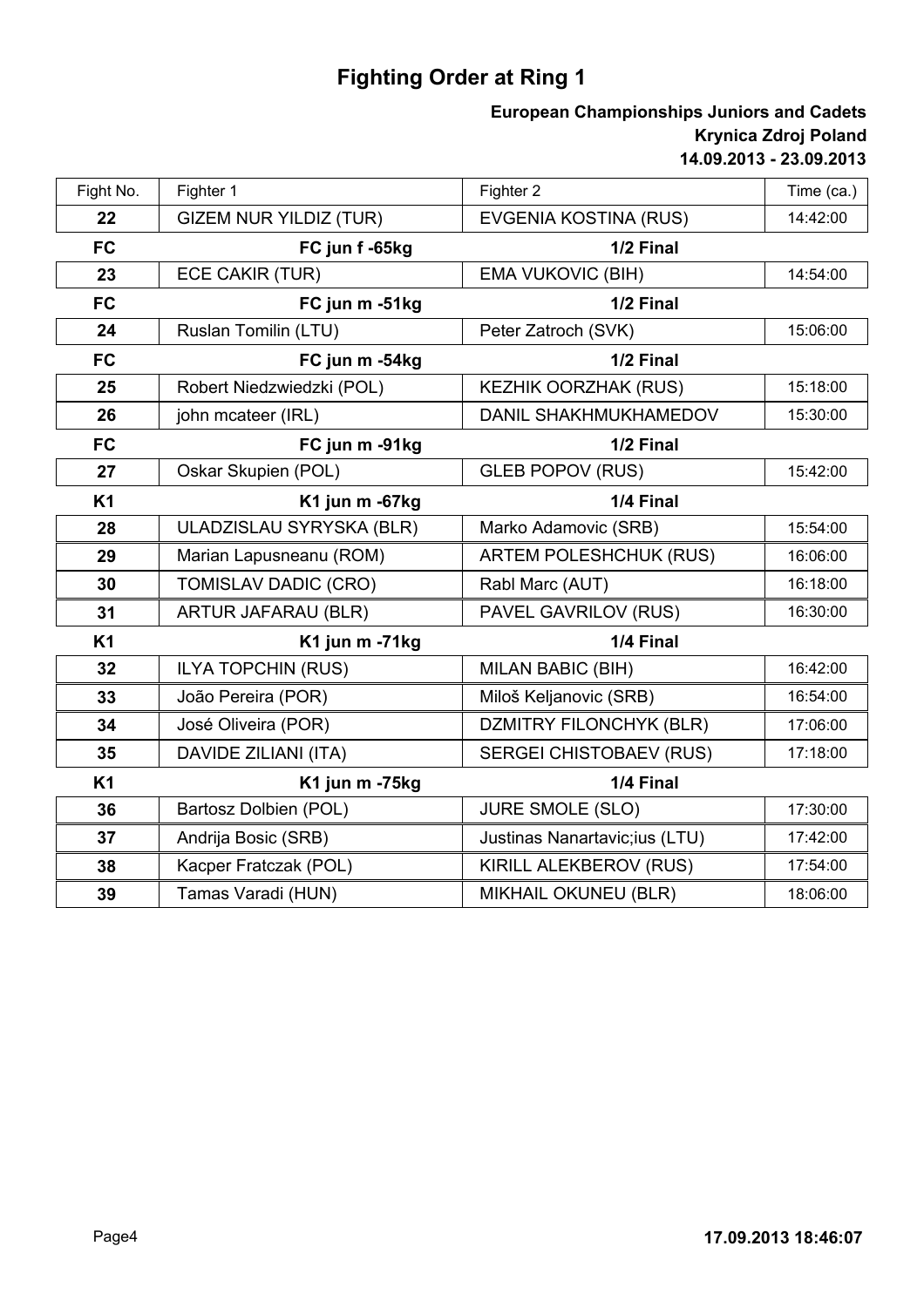# Fighting Order at Ring 1

**European Championships Juniors and Cadets**
**Krynica Zdroj Poland**
**14.09.2013 - 23.09.2013**

| Fight No. | Fighter 1 | Fighter 2 | Time (ca.) |
|---|---|---|---|
| **22** | GIZEM NUR YILDIZ (TUR) | EVGENIA KOSTINA (RUS) | 14:42:00 |
| **FC** | **FC jun f -65kg** | **1/2 Final** | |
| **23** | ECE CAKIR (TUR) | EMA VUKOVIC (BIH) | 14:54:00 |
| **FC** | **FC jun m -51kg** | **1/2 Final** | |
| **24** | Ruslan Tomilin (LTU) | Peter Zatroch (SVK) | 15:06:00 |
| **FC** | **FC jun m -54kg** | **1/2 Final** | |
| **25** | Robert Niedzwiedzki (POL) | KEZHIK OORZHAK (RUS) | 15:18:00 |
| **26** | john mcateer (IRL) | DANIL SHAKHMUKHAMEDOV | 15:30:00 |
| **FC** | **FC jun m -91kg** | **1/2 Final** | |
| **27** | Oskar Skupien (POL) | GLEB POPOV (RUS) | 15:42:00 |
| **K1** | **K1 jun m -67kg** | **1/4 Final** | |
| **28** | ULADZISLAU SYRYSKA (BLR) | Marko Adamovic (SRB) | 15:54:00 |
| **29** | Marian Lapusneanu (ROM) | ARTEM POLESHCHUK (RUS) | 16:06:00 |
| **30** | TOMISLAV DADIC (CRO) | Rabl Marc (AUT) | 16:18:00 |
| **31** | ARTUR JAFARAU (BLR) | PAVEL GAVRILOV (RUS) | 16:30:00 |
| **K1** | **K1 jun m -71kg** | **1/4 Final** | |
| **32** | ILYA TOPCHIN (RUS) | MILAN BABIC (BIH) | 16:42:00 |
| **33** | João Pereira (POR) | Miloš Keljanovic (SRB) | 16:54:00 |
| **34** | José Oliveira (POR) | DZMITRY FILONCHYK (BLR) | 17:06:00 |
| **35** | DAVIDE ZILIANI (ITA) | SERGEI CHISTOBAEV (RUS) | 17:18:00 |
| **K1** | **K1 jun m -75kg** | **1/4 Final** | |
| **36** | Bartosz Dolbien (POL) | JURE SMOLE (SLO) | 17:30:00 |
| **37** | Andrija Bosic (SRB) | Justinas Nanartavic;ius (LTU) | 17:42:00 |
| **38** | Kacper Fratczak (POL) | KIRILL ALEKBEROV (RUS) | 17:54:00 |
| **39** | Tamas Varadi (HUN) | MIKHAIL OKUNEU (BLR) | 18:06:00 |

**17.09.2013 18:46:07**